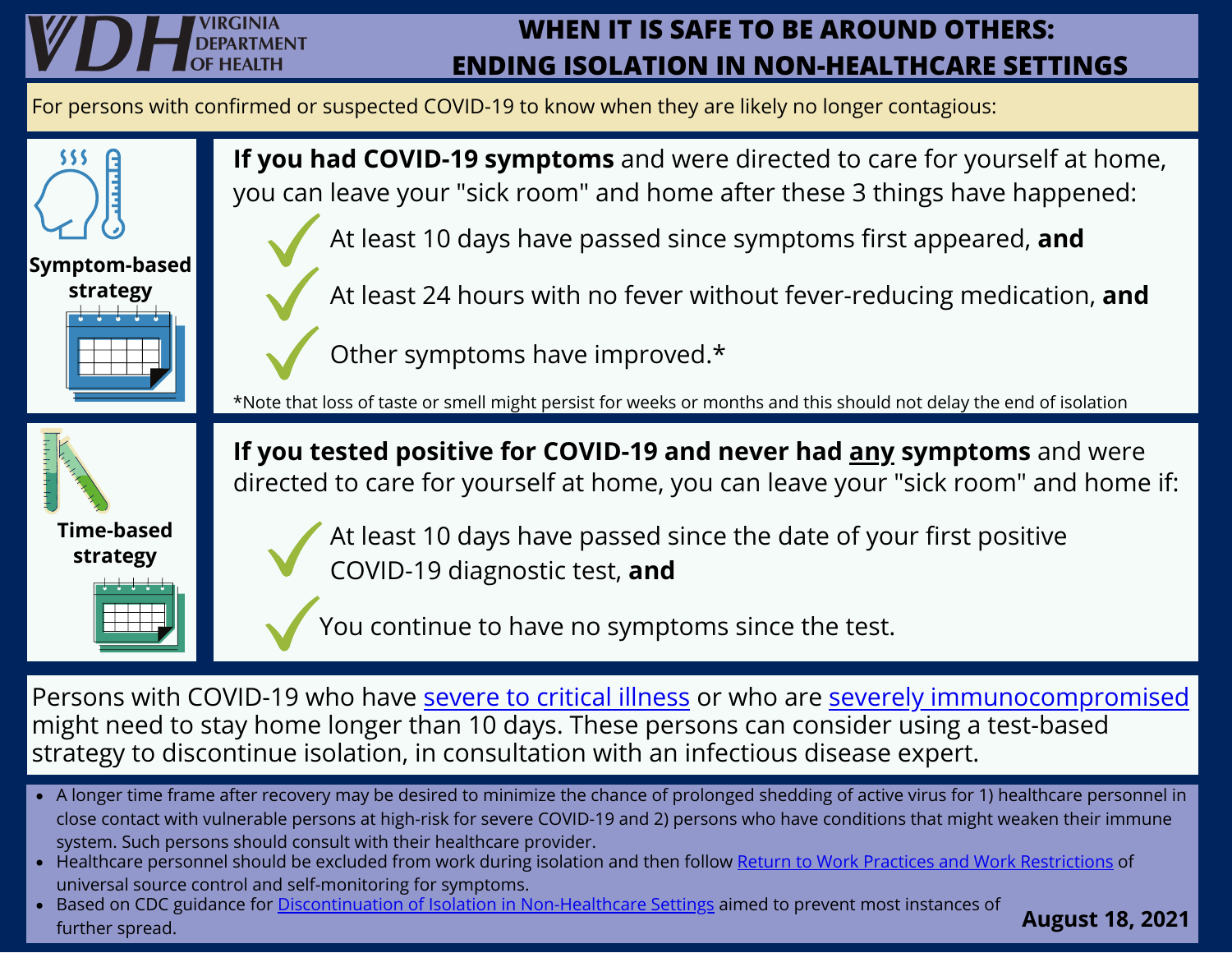VIRGINIA DEPARTMENT OF HEALTH

# WHEN IT IS SAFE TO BE AROUND OTHERS: ENDING ISOLATION IN NON-HEALTHCARE SETTINGS

For persons with confirmed or suspected COVID-19 to know when they are likely no longer contagious:

## Symptom-based strategy

**If you had COVID-19 symptoms** and were directed to care for yourself at home, you can leave your "sick room" and home after these 3 things have happened:

- At least 10 days have passed since symptoms first appeared, **and**
- At least 24 hours with no fever without fever-reducing medication, **and**
- Other symptoms have improved.*

*Note that loss of taste or smell might persist for weeks or months and this should not delay the end of isolation

## Time-based strategy

**If you tested positive for COVID-19 and never had any symptoms** and were directed to care for yourself at home, you can leave your "sick room" and home if:

- At least 10 days have passed since the date of your first positive COVID-19 diagnostic test, **and**
- You continue to have no symptoms since the test.

Persons with COVID-19 who have severe to critical illness or who are severely immunocompromised might need to stay home longer than 10 days. These persons can consider using a test-based strategy to discontinue isolation, in consultation with an infectious disease expert.

- A longer time frame after recovery may be desired to minimize the chance of prolonged shedding of active virus for 1) healthcare personnel in close contact with vulnerable persons at high-risk for severe COVID-19 and 2) persons who have conditions that might weaken their immune system. Such persons should consult with their healthcare provider.
- Healthcare personnel should be excluded from work during isolation and then follow Return to Work Practices and Work Restrictions of universal source control and self-monitoring for symptoms.
- Based on CDC guidance for Discontinuation of Isolation in Non-Healthcare Settings aimed to prevent most instances of further spread.

**August 18, 2021**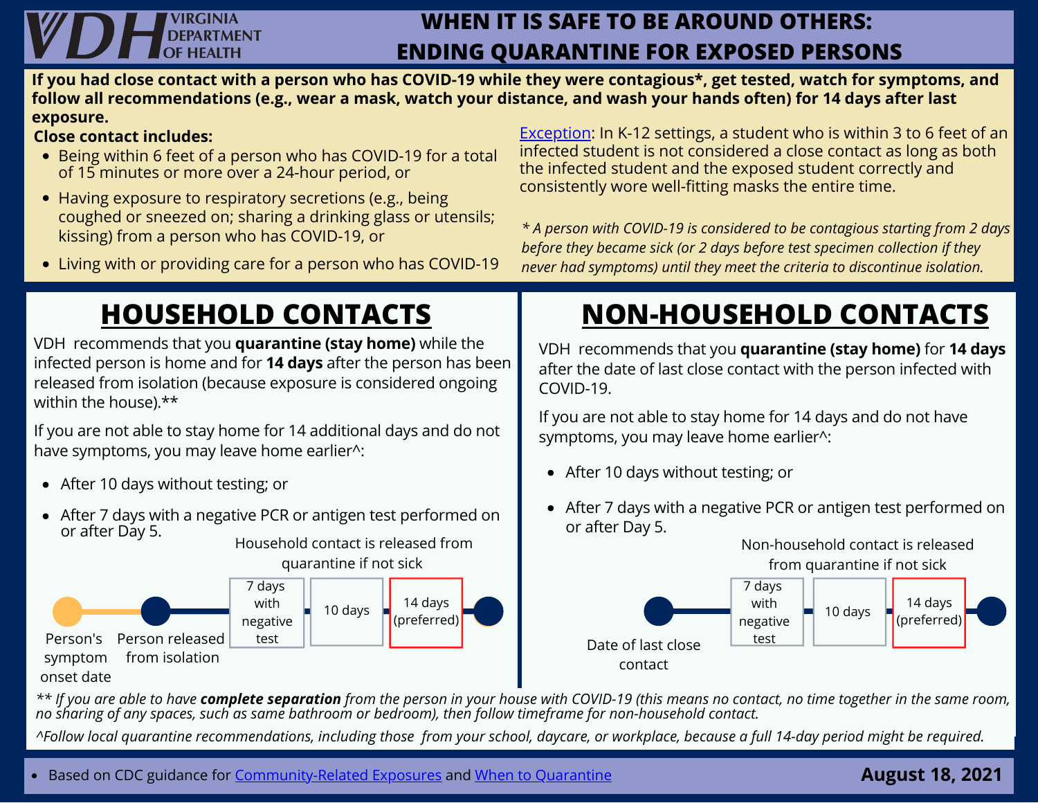# WHEN IT IS SAFE TO BE AROUND OTHERS: ENDING QUARANTINE FOR EXPOSED PERSONS

**If you had close contact with a person who has COVID-19 while they were contagious*, get tested, watch for symptoms, and follow all recommendations (e.g., wear a mask, watch your distance, and wash your hands often) for 14 days after last exposure.**

**Close contact includes:**

- Being within 6 feet of a person who has COVID-19 for a total of 15 minutes or more over a 24-hour period, or
- Having exposure to respiratory secretions (e.g., being coughed or sneezed on; sharing a drinking glass or utensils; kissing) from a person who has COVID-19, or
- Living with or providing care for a person who has COVID-19

Exception: In K-12 settings, a student who is within 3 to 6 feet of an infected student is not considered a close contact as long as both the infected student and the exposed student correctly and consistently wore well-fitting masks the entire time.

*\* A person with COVID-19 is considered to be contagious starting from 2 days before they became sick (or 2 days before test specimen collection if they never had symptoms) until they meet the criteria to discontinue isolation.*

## HOUSEHOLD CONTACTS

VDH recommends that you **quarantine (stay home)** while the infected person is home and for **14 days** after the person has been released from isolation (because exposure is considered ongoing within the house).**

If you are not able to stay home for 14 additional days and do not have symptoms, you may leave home earlier^:

- After 10 days without testing; or
- After 7 days with a negative PCR or antigen test performed on or after Day 5.

Household contact is released from quarantine if not sick

Person's symptom onset date → Person released from isolation → 7 days with negative test → 10 days → 14 days (preferred)

## NON-HOUSEHOLD CONTACTS

VDH recommends that you **quarantine (stay home)** for **14 days** after the date of last close contact with the person infected with COVID-19.

If you are not able to stay home for 14 days and do not have symptoms, you may leave home earlier^:

- After 10 days without testing; or
- After 7 days with a negative PCR or antigen test performed on or after Day 5.

Non-household contact is released from quarantine if not sick

Date of last close contact → 7 days with negative test → 10 days → 14 days (preferred)

*\*\* If you are able to have **complete separation** from the person in your house with COVID-19 (this means no contact, no time together in the same room, no sharing of any spaces, such as same bathroom or bedroom), then follow timeframe for non-household contact.*

*^Follow local quarantine recommendations, including those from your school, daycare, or workplace, because a full 14-day period might be required.*

- Based on CDC guidance for Community-Related Exposures and When to Quarantine

**August 18, 2021**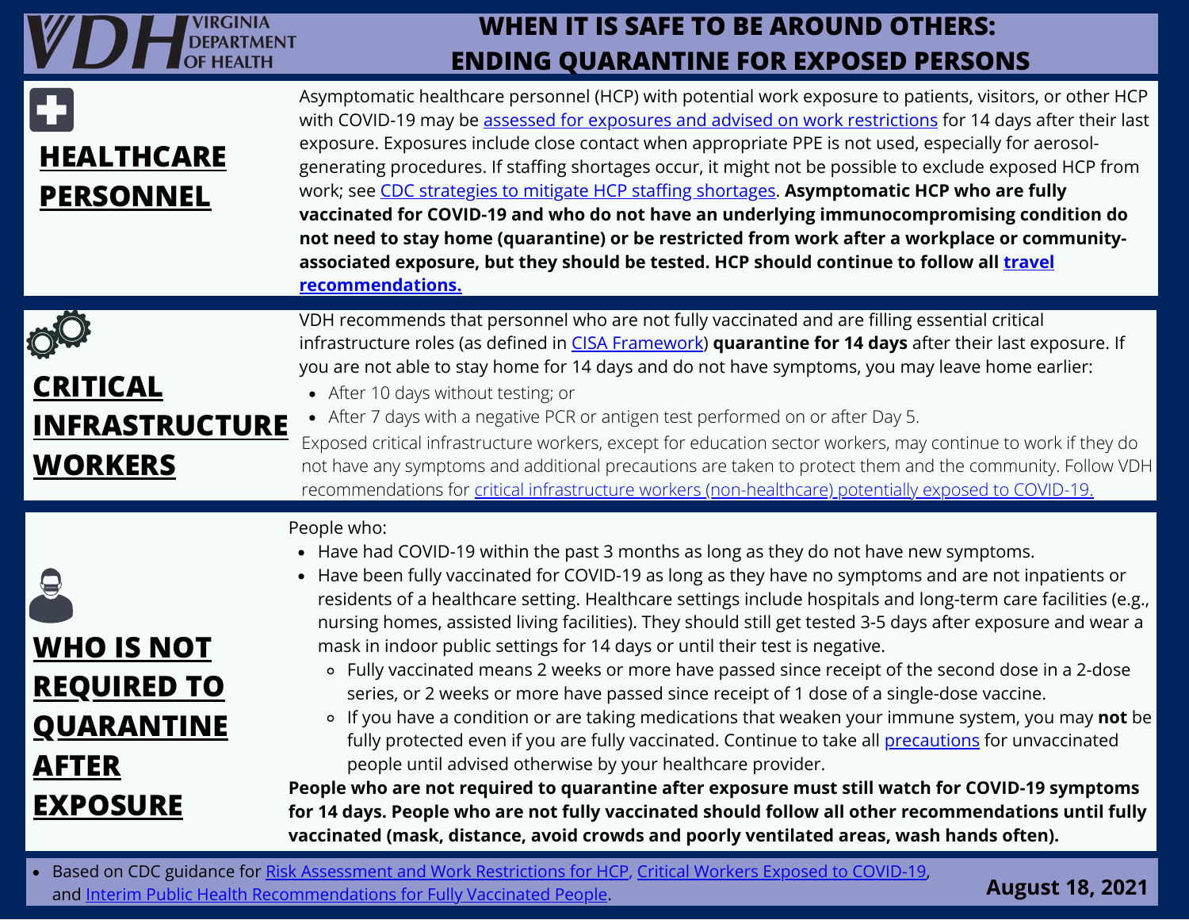# WHEN IT IS SAFE TO BE AROUND OTHERS: ENDING QUARANTINE FOR EXPOSED PERSONS

VDH VIRGINIA DEPARTMENT OF HEALTH

## HEALTHCARE PERSONNEL

Asymptomatic healthcare personnel (HCP) with potential work exposure to patients, visitors, or other HCP with COVID-19 may be assessed for exposures and advised on work restrictions for 14 days after their last exposure. Exposures include close contact when appropriate PPE is not used, especially for aerosol-generating procedures. If staffing shortages occur, it might not be possible to exclude exposed HCP from work; see CDC strategies to mitigate HCP staffing shortages. **Asymptomatic HCP who are fully vaccinated for COVID-19 and who do not have an underlying immunocompromising condition do not need to stay home (quarantine) or be restricted from work after a workplace or community-associated exposure, but they should be tested. HCP should continue to follow all travel recommendations.**

## CRITICAL INFRASTRUCTURE WORKERS

VDH recommends that personnel who are not fully vaccinated and are filling essential critical infrastructure roles (as defined in CISA Framework) **quarantine for 14 days** after their last exposure. If you are not able to stay home for 14 days and do not have symptoms, you may leave home earlier:

- After 10 days without testing; or
- After 7 days with a negative PCR or antigen test performed on or after Day 5.

Exposed critical infrastructure workers, except for education sector workers, may continue to work if they do not have any symptoms and additional precautions are taken to protect them and the community. Follow VDH recommendations for critical infrastructure workers (non-healthcare) potentially exposed to COVID-19.

## WHO IS NOT REQUIRED TO QUARANTINE AFTER EXPOSURE

People who:

- Have had COVID-19 within the past 3 months as long as they do not have new symptoms.
- Have been fully vaccinated for COVID-19 as long as they have no symptoms and are not inpatients or residents of a healthcare setting. Healthcare settings include hospitals and long-term care facilities (e.g., nursing homes, assisted living facilities). They should still get tested 3-5 days after exposure and wear a mask in indoor public settings for 14 days or until their test is negative.
  - Fully vaccinated means 2 weeks or more have passed since receipt of the second dose in a 2-dose series, or 2 weeks or more have passed since receipt of 1 dose of a single-dose vaccine.
  - If you have a condition or are taking medications that weaken your immune system, you may **not** be fully protected even if you are fully vaccinated. Continue to take all precautions for unvaccinated people until advised otherwise by your healthcare provider.

**People who are not required to quarantine after exposure must still watch for COVID-19 symptoms for 14 days. People who are not fully vaccinated should follow all other recommendations until fully vaccinated (mask, distance, avoid crowds and poorly ventilated areas, wash hands often).**

- Based on CDC guidance for Risk Assessment and Work Restrictions for HCP, Critical Workers Exposed to COVID-19, and Interim Public Health Recommendations for Fully Vaccinated People.

**August 18, 2021**